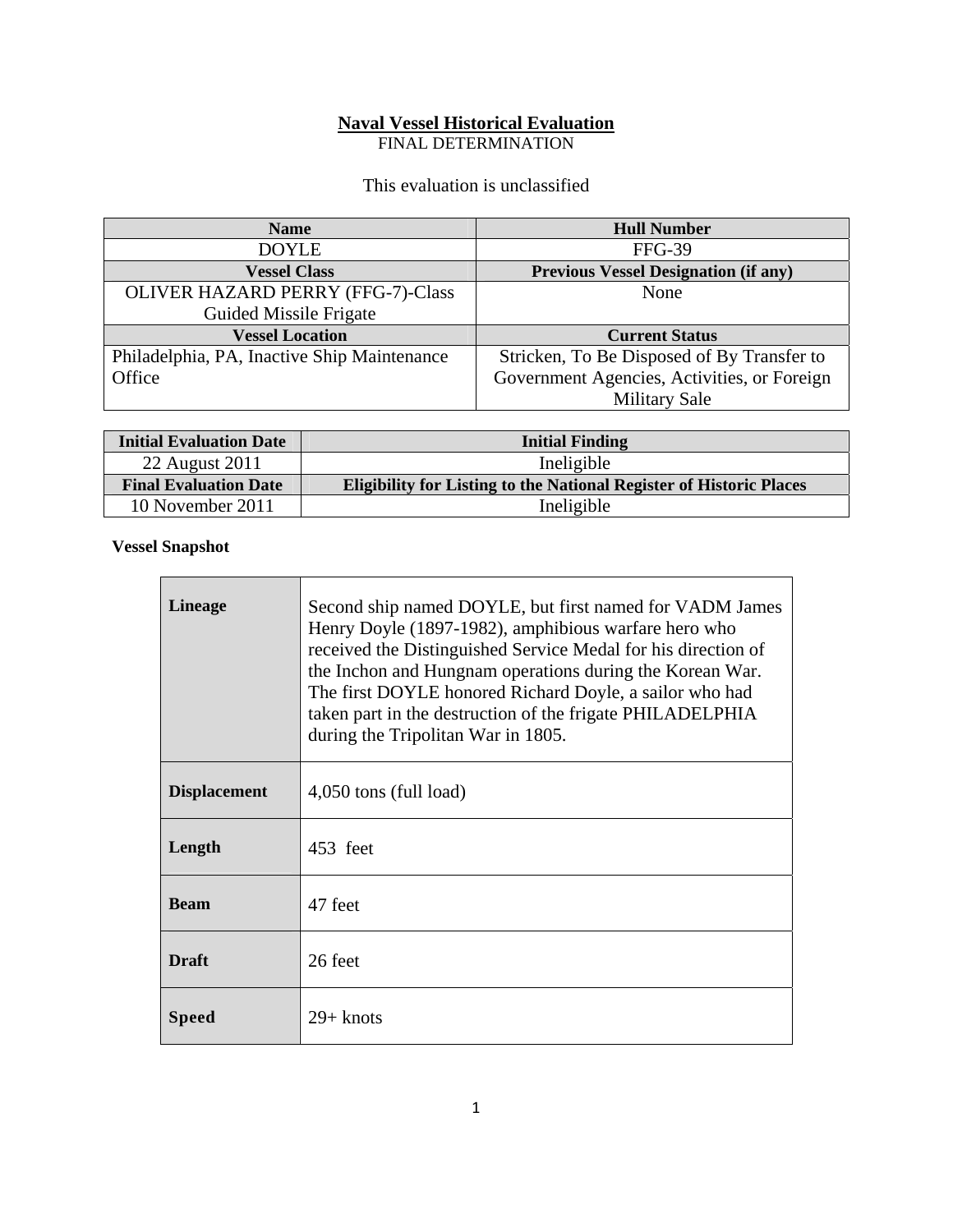# Naval Vessel Historical Evaluation

FINAL DETERMINATION

This evaluation is unclassified

| Name | Hull Number |
|---|---|
| DOYLE | FFG-39 |
| **Vessel Class** | **Previous Vessel Designation (if any)** |
| OLIVER HAZARD PERRY (FFG-7)-Class Guided Missile Frigate | None |
| **Vessel Location** | **Current Status** |
| Philadelphia, PA, Inactive Ship Maintenance Office | Stricken, To Be Disposed of By Transfer to Government Agencies, Activities, or Foreign Military Sale |

| Initial Evaluation Date | Initial Finding |
|---|---|
| 22 August 2011 | Ineligible |
| **Final Evaluation Date** | **Eligibility for Listing to the National Register of Historic Places** |
| 10 November 2011 | Ineligible |

**Vessel Snapshot**

| | |
|---|---|
| **Lineage** | Second ship named DOYLE, but first named for VADM James Henry Doyle (1897-1982), amphibious warfare hero who received the Distinguished Service Medal for his direction of the Inchon and Hungnam operations during the Korean War. The first DOYLE honored Richard Doyle, a sailor who had taken part in the destruction of the frigate PHILADELPHIA during the Tripolitan War in 1805. |
| **Displacement** | 4,050 tons (full load) |
| **Length** | 453 feet |
| **Beam** | 47 feet |
| **Draft** | 26 feet |
| **Speed** | 29+ knots |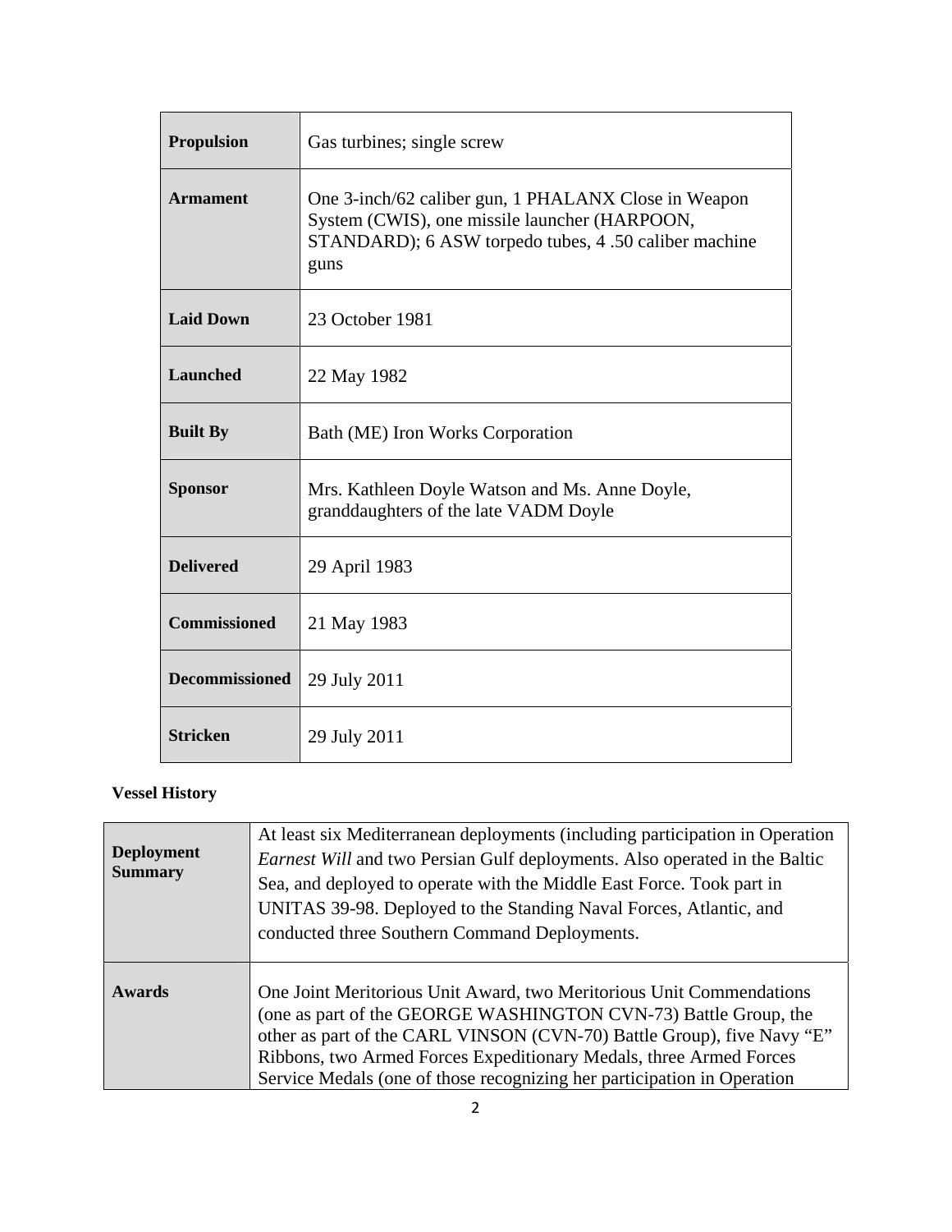| | |
|---|---|
| **Propulsion** | Gas turbines; single screw |
| **Armament** | One 3-inch/62 caliber gun, 1 PHALANX Close in Weapon System (CWIS), one missile launcher (HARPOON, STANDARD); 6 ASW torpedo tubes, 4 .50 caliber machine guns |
| **Laid Down** | 23 October 1981 |
| **Launched** | 22 May 1982 |
| **Built By** | Bath (ME) Iron Works Corporation |
| **Sponsor** | Mrs. Kathleen Doyle Watson and Ms. Anne Doyle, granddaughters of the late VADM Doyle |
| **Delivered** | 29 April 1983 |
| **Commissioned** | 21 May 1983 |
| **Decommissioned** | 29 July 2011 |
| **Stricken** | 29 July 2011 |

**Vessel History**

| | |
|---|---|
| **Deployment Summary** | At least six Mediterranean deployments (including participation in Operation *Earnest Will* and two Persian Gulf deployments. Also operated in the Baltic Sea, and deployed to operate with the Middle East Force. Took part in UNITAS 39-98. Deployed to the Standing Naval Forces, Atlantic, and conducted three Southern Command Deployments. |
| **Awards** | One Joint Meritorious Unit Award, two Meritorious Unit Commendations (one as part of the GEORGE WASHINGTON CVN-73) Battle Group, the other as part of the CARL VINSON (CVN-70) Battle Group), five Navy "E" Ribbons, two Armed Forces Expeditionary Medals, three Armed Forces Service Medals (one of those recognizing her participation in Operation |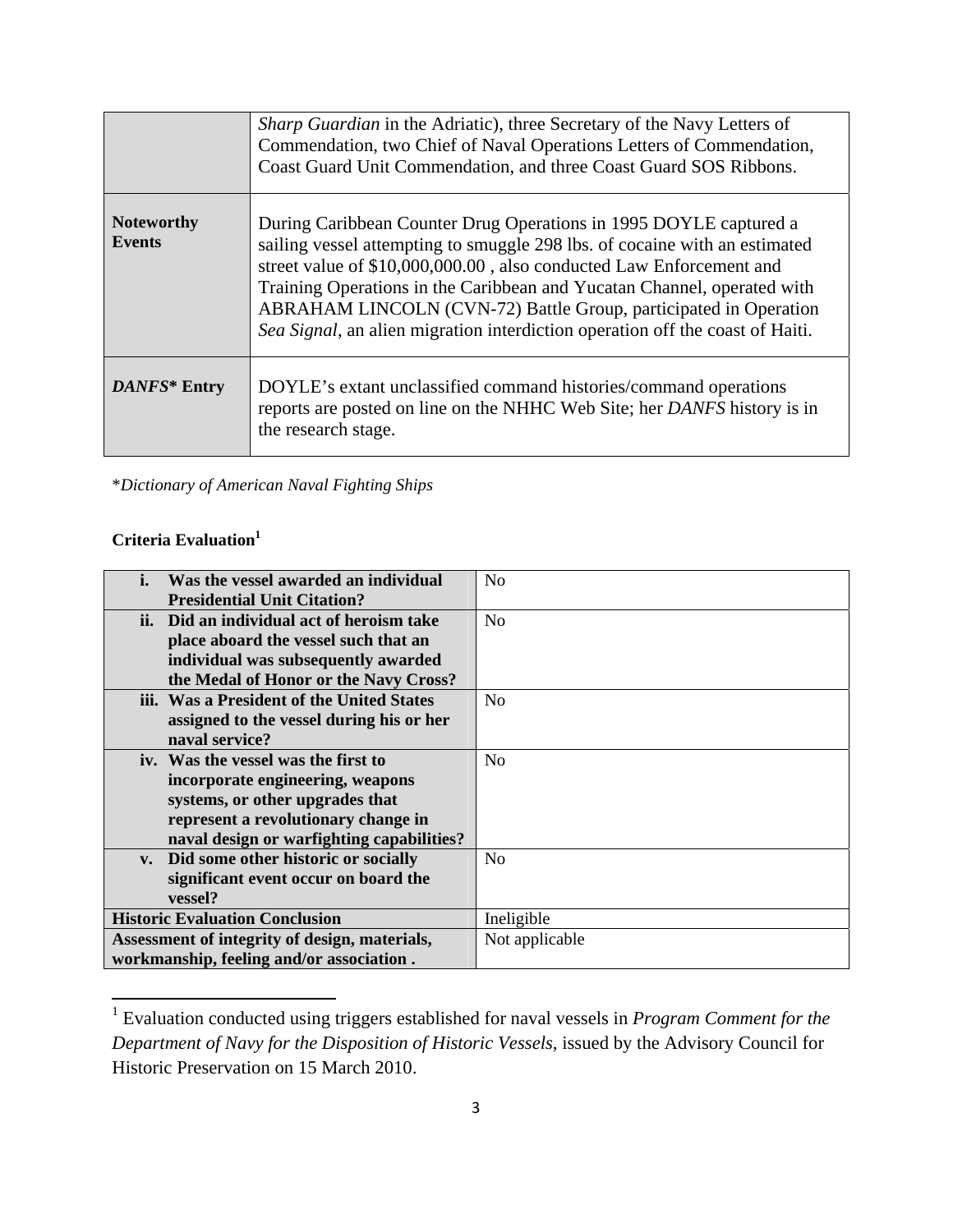| | |
|---|---|
| | *Sharp Guardian* in the Adriatic), three Secretary of the Navy Letters of Commendation, two Chief of Naval Operations Letters of Commendation, Coast Guard Unit Commendation, and three Coast Guard SOS Ribbons. |
| **Noteworthy Events** | During Caribbean Counter Drug Operations in 1995 DOYLE captured a sailing vessel attempting to smuggle 298 lbs. of cocaine with an estimated street value of $10,000,000.00 , also conducted Law Enforcement and Training Operations in the Caribbean and Yucatan Channel, operated with ABRAHAM LINCOLN (CVN-72) Battle Group, participated in Operation *Sea Signal*, an alien migration interdiction operation off the coast of Haiti. |
| ***DANFS*\* Entry** | DOYLE's extant unclassified command histories/command operations reports are posted on line on the NHHC Web Site; her *DANFS* history is in the research stage. |

\**Dictionary of American Naval Fighting Ships*

**Criteria Evaluation**[1]

| | |
|---|---|
| **i. Was the vessel awarded an individual Presidential Unit Citation?** | No |
| **ii. Did an individual act of heroism take place aboard the vessel such that an individual was subsequently awarded the Medal of Honor or the Navy Cross?** | No |
| **iii. Was a President of the United States assigned to the vessel during his or her naval service?** | No |
| **iv. Was the vessel was the first to incorporate engineering, weapons systems, or other upgrades that represent a revolutionary change in naval design or warfighting capabilities?** | No |
| **v. Did some other historic or socially significant event occur on board the vessel?** | No |
| **Historic Evaluation Conclusion** | Ineligible |
| **Assessment of integrity of design, materials, workmanship, feeling and/or association .** | Not applicable |

[1] Evaluation conducted using triggers established for naval vessels in *Program Comment for the Department of Navy for the Disposition of Historic Vessels*, issued by the Advisory Council for Historic Preservation on 15 March 2010.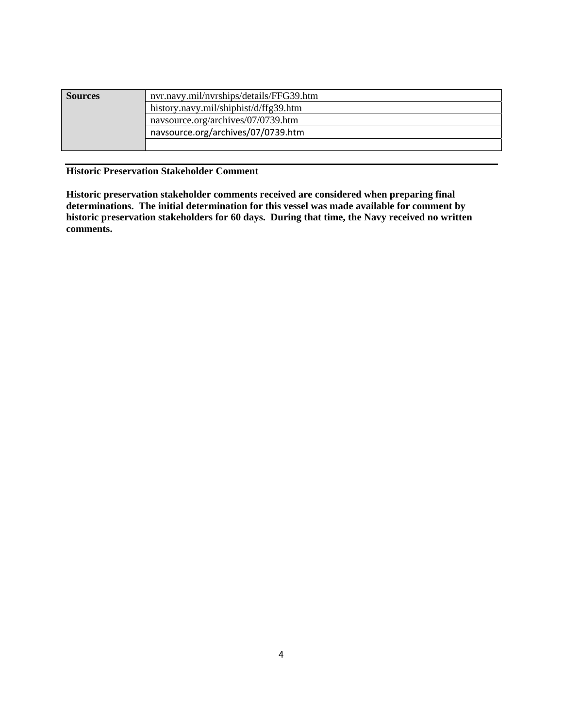| | |
|---|---|
| **Sources** | nvr.navy.mil/nvrships/details/FFG39.htm |
| | history.navy.mil/shiphist/d/ffg39.htm |
| | navsource.org/archives/07/0739.htm |
| | navsource.org/archives/07/0739.htm |
| | |

**Historic Preservation Stakeholder Comment**

**Historic preservation stakeholder comments received are considered when preparing final determinations. The initial determination for this vessel was made available for comment by historic preservation stakeholders for 60 days. During that time, the Navy received no written comments.**